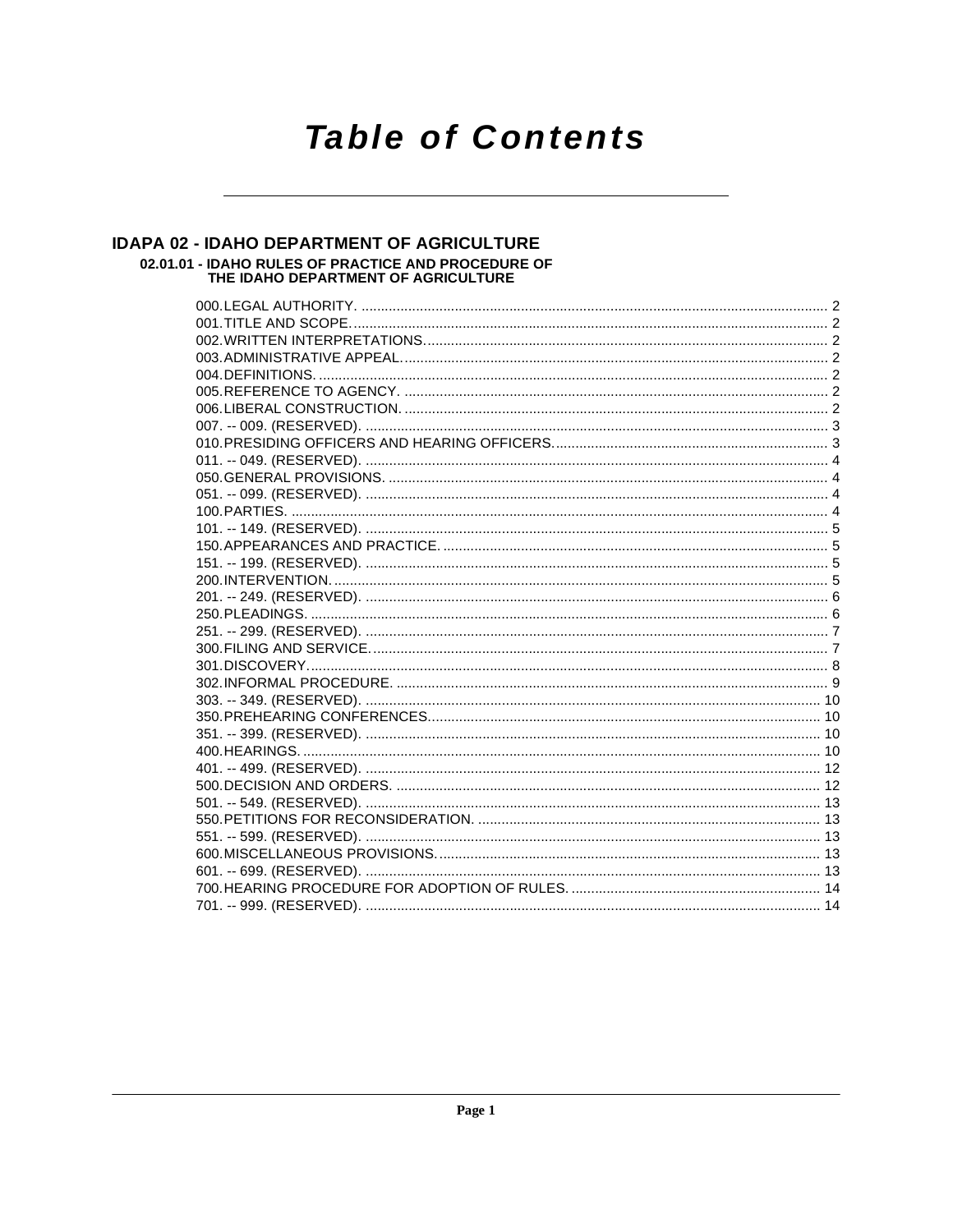# Table of Contents

## IDAPA 02 - IDAHO DEPARTMENT OF AGRICULTURE

### 02.01.01 - IDAHO RULES OF PRACTICE AND PROCEDURE OF THE IDAHO DEPARTMENT OF AGRICULTURE

000.LEGAL AUTHORITY. ....... 2
001.TITLE AND SCOPE. ....... 2
002.WRITTEN INTERPRETATIONS. ....... 2
003.ADMINISTRATIVE APPEAL. ....... 2
004.DEFINITIONS. ....... 2
005.REFERENCE TO AGENCY. ....... 2
006.LIBERAL CONSTRUCTION. ....... 2
007. -- 009. (RESERVED). ....... 3
010.PRESIDING OFFICERS AND HEARING OFFICERS. ....... 3
011. -- 049. (RESERVED). ....... 4
050.GENERAL PROVISIONS. ....... 4
051. -- 099. (RESERVED). ....... 4
100.PARTIES. ....... 4
101. -- 149. (RESERVED). ....... 5
150.APPEARANCES AND PRACTICE. ....... 5
151. -- 199. (RESERVED). ....... 5
200.INTERVENTION. ....... 5
201. -- 249. (RESERVED). ....... 6
250.PLEADINGS. ....... 6
251. -- 299. (RESERVED). ....... 7
300.FILING AND SERVICE. ....... 7
301.DISCOVERY. ....... 8
302.INFORMAL PROCEDURE. ....... 9
303. -- 349. (RESERVED). ....... 10
350.PREHEARING CONFERENCES. ....... 10
351. -- 399. (RESERVED). ....... 10
400.HEARINGS. ....... 10
401. -- 499. (RESERVED). ....... 12
500.DECISION AND ORDERS. ....... 12
501. -- 549. (RESERVED). ....... 13
550.PETITIONS FOR RECONSIDERATION. ....... 13
551. -- 599. (RESERVED). ....... 13
600.MISCELLANEOUS PROVISIONS. ....... 13
601. -- 699. (RESERVED). ....... 13
700.HEARING PROCEDURE FOR ADOPTION OF RULES. ....... 14
701. -- 999. (RESERVED). ....... 14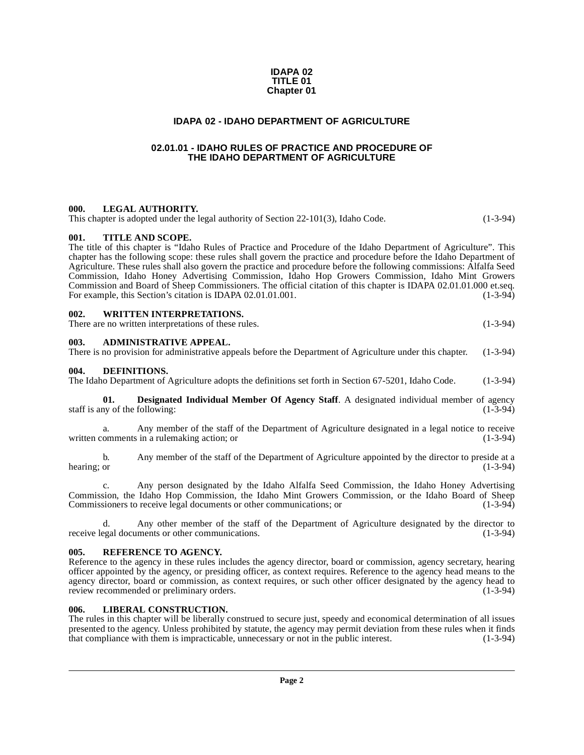**IDAPA 02**
**TITLE 01**
**Chapter 01**

# IDAPA 02 - IDAHO DEPARTMENT OF AGRICULTURE

## 02.01.01 - IDAHO RULES OF PRACTICE AND PROCEDURE OF THE IDAHO DEPARTMENT OF AGRICULTURE

### 000. LEGAL AUTHORITY.

This chapter is adopted under the legal authority of Section 22-101(3), Idaho Code. (1-3-94)

### 001. TITLE AND SCOPE.

The title of this chapter is "Idaho Rules of Practice and Procedure of the Idaho Department of Agriculture". This chapter has the following scope: these rules shall govern the practice and procedure before the Idaho Department of Agriculture. These rules shall also govern the practice and procedure before the following commissions: Alfalfa Seed Commission, Idaho Honey Advertising Commission, Idaho Hop Growers Commission, Idaho Mint Growers Commission and Board of Sheep Commissioners. The official citation of this chapter is IDAPA 02.01.01.000 et.seq. For example, this Section's citation is IDAPA 02.01.01.001. (1-3-94)

### 002. WRITTEN INTERPRETATIONS.

There are no written interpretations of these rules. (1-3-94)

### 003. ADMINISTRATIVE APPEAL.

There is no provision for administrative appeals before the Department of Agriculture under this chapter. (1-3-94)

### 004. DEFINITIONS.

The Idaho Department of Agriculture adopts the definitions set forth in Section 67-5201, Idaho Code. (1-3-94)

**01. Designated Individual Member Of Agency Staff**. A designated individual member of agency staff is any of the following: (1-3-94)

a. Any member of the staff of the Department of Agriculture designated in a legal notice to receive written comments in a rulemaking action; or (1-3-94)

b. Any member of the staff of the Department of Agriculture appointed by the director to preside at a hearing; or (1-3-94)

c. Any person designated by the Idaho Alfalfa Seed Commission, the Idaho Honey Advertising Commission, the Idaho Hop Commission, the Idaho Mint Growers Commission, or the Idaho Board of Sheep Commissioners to receive legal documents or other communications; or (1-3-94)

d. Any other member of the staff of the Department of Agriculture designated by the director to receive legal documents or other communications. (1-3-94)

### 005. REFERENCE TO AGENCY.

Reference to the agency in these rules includes the agency director, board or commission, agency secretary, hearing officer appointed by the agency, or presiding officer, as context requires. Reference to the agency head means to the agency director, board or commission, as context requires, or such other officer designated by the agency head to review recommended or preliminary orders. (1-3-94)

### 006. LIBERAL CONSTRUCTION.

The rules in this chapter will be liberally construed to secure just, speedy and economical determination of all issues presented to the agency. Unless prohibited by statute, the agency may permit deviation from these rules when it finds that compliance with them is impracticable, unnecessary or not in the public interest. (1-3-94)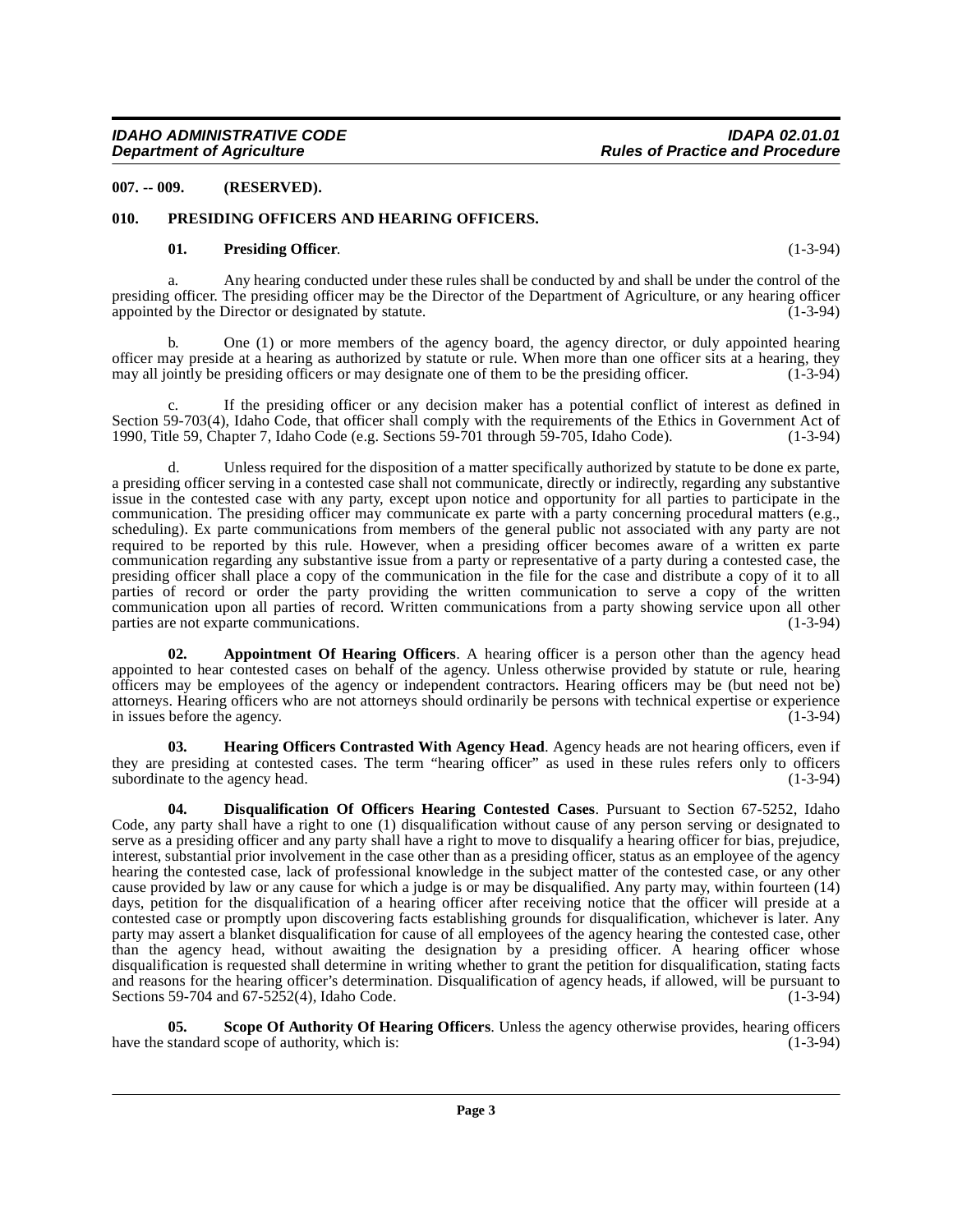**007. -- 009. (RESERVED).**

**010. PRESIDING OFFICERS AND HEARING OFFICERS.**

**01. Presiding Officer**. (1-3-94)

a. Any hearing conducted under these rules shall be conducted by and shall be under the control of the presiding officer. The presiding officer may be the Director of the Department of Agriculture, or any hearing officer appointed by the Director or designated by statute. (1-3-94)

b. One (1) or more members of the agency board, the agency director, or duly appointed hearing officer may preside at a hearing as authorized by statute or rule. When more than one officer sits at a hearing, they may all jointly be presiding officers or may designate one of them to be the presiding officer. (1-3-94)

c. If the presiding officer or any decision maker has a potential conflict of interest as defined in Section 59-703(4), Idaho Code, that officer shall comply with the requirements of the Ethics in Government Act of 1990, Title 59, Chapter 7, Idaho Code (e.g. Sections 59-701 through 59-705, Idaho Code). (1-3-94)

d. Unless required for the disposition of a matter specifically authorized by statute to be done ex parte, a presiding officer serving in a contested case shall not communicate, directly or indirectly, regarding any substantive issue in the contested case with any party, except upon notice and opportunity for all parties to participate in the communication. The presiding officer may communicate ex parte with a party concerning procedural matters (e.g., scheduling). Ex parte communications from members of the general public not associated with any party are not required to be reported by this rule. However, when a presiding officer becomes aware of a written ex parte communication regarding any substantive issue from a party or representative of a party during a contested case, the presiding officer shall place a copy of the communication in the file for the case and distribute a copy of it to all parties of record or order the party providing the written communication to serve a copy of the written communication upon all parties of record. Written communications from a party showing service upon all other parties are not exparte communications. (1-3-94)

**02. Appointment Of Hearing Officers**. A hearing officer is a person other than the agency head appointed to hear contested cases on behalf of the agency. Unless otherwise provided by statute or rule, hearing officers may be employees of the agency or independent contractors. Hearing officers may be (but need not be) attorneys. Hearing officers who are not attorneys should ordinarily be persons with technical expertise or experience in issues before the agency. (1-3-94)

**03. Hearing Officers Contrasted With Agency Head**. Agency heads are not hearing officers, even if they are presiding at contested cases. The term "hearing officer" as used in these rules refers only to officers subordinate to the agency head. (1-3-94)

**04. Disqualification Of Officers Hearing Contested Cases**. Pursuant to Section 67-5252, Idaho Code, any party shall have a right to one (1) disqualification without cause of any person serving or designated to serve as a presiding officer and any party shall have a right to move to disqualify a hearing officer for bias, prejudice, interest, substantial prior involvement in the case other than as a presiding officer, status as an employee of the agency hearing the contested case, lack of professional knowledge in the subject matter of the contested case, or any other cause provided by law or any cause for which a judge is or may be disqualified. Any party may, within fourteen (14) days, petition for the disqualification of a hearing officer after receiving notice that the officer will preside at a contested case or promptly upon discovering facts establishing grounds for disqualification, whichever is later. Any party may assert a blanket disqualification for cause of all employees of the agency hearing the contested case, other than the agency head, without awaiting the designation by a presiding officer. A hearing officer whose disqualification is requested shall determine in writing whether to grant the petition for disqualification, stating facts and reasons for the hearing officer's determination. Disqualification of agency heads, if allowed, will be pursuant to Sections 59-704 and 67-5252(4), Idaho Code. (1-3-94)

**05. Scope Of Authority Of Hearing Officers**. Unless the agency otherwise provides, hearing officers have the standard scope of authority, which is: (1-3-94)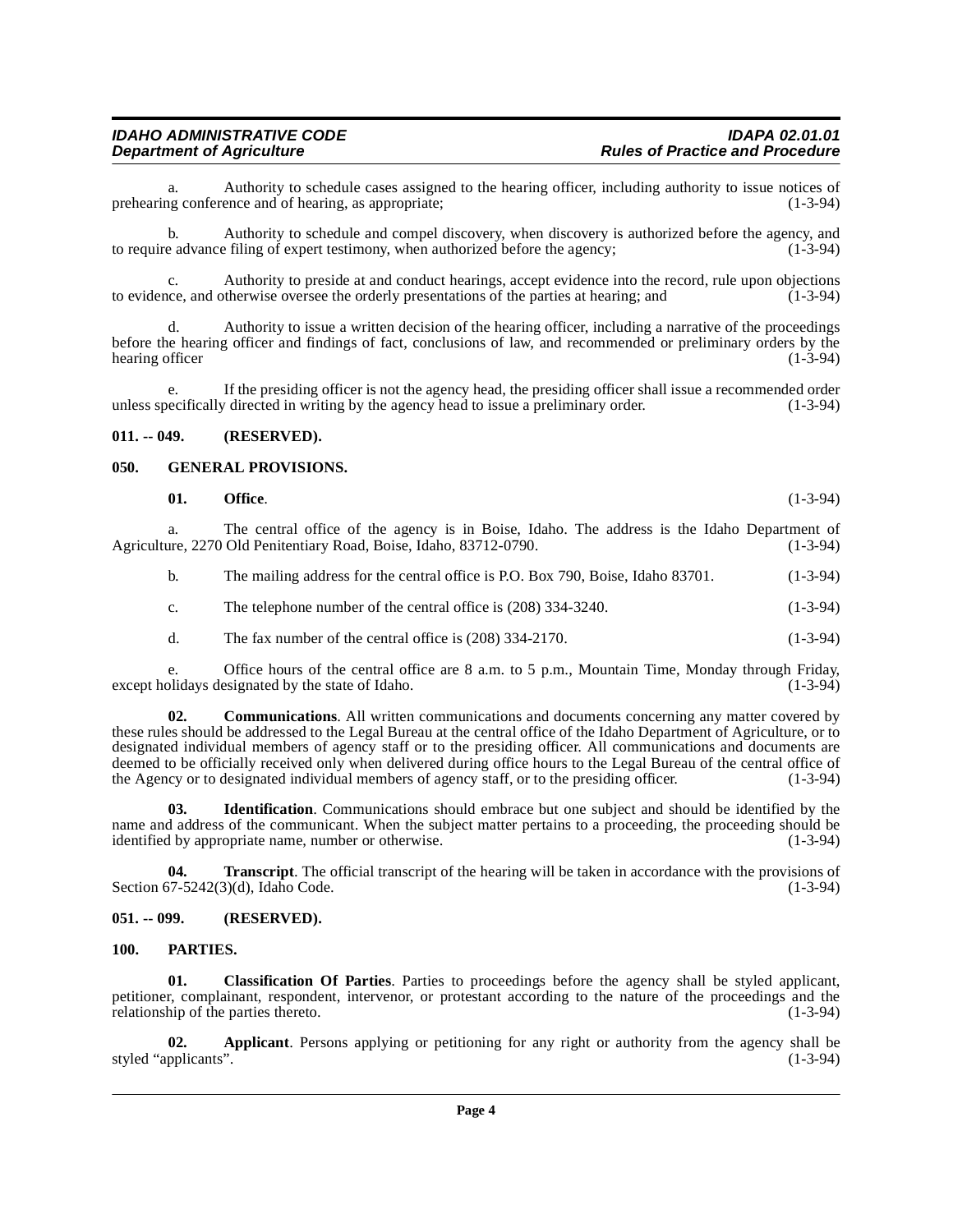a. Authority to schedule cases assigned to the hearing officer, including authority to issue notices of prehearing conference and of hearing, as appropriate; (1-3-94)

b. Authority to schedule and compel discovery, when discovery is authorized before the agency, and to require advance filing of expert testimony, when authorized before the agency; (1-3-94)

c. Authority to preside at and conduct hearings, accept evidence into the record, rule upon objections to evidence, and otherwise oversee the orderly presentations of the parties at hearing; and (1-3-94)

d. Authority to issue a written decision of the hearing officer, including a narrative of the proceedings before the hearing officer and findings of fact, conclusions of law, and recommended or preliminary orders by the hearing officer (1-3-94)

e. If the presiding officer is not the agency head, the presiding officer shall issue a recommended order unless specifically directed in writing by the agency head to issue a preliminary order. (1-3-94)

## 011. -- 049. (RESERVED).

## 050. GENERAL PROVISIONS.

**01. Office**. (1-3-94)

a. The central office of the agency is in Boise, Idaho. The address is the Idaho Department of Agriculture, 2270 Old Penitentiary Road, Boise, Idaho, 83712-0790. (1-3-94)

b. The mailing address for the central office is P.O. Box 790, Boise, Idaho 83701. (1-3-94)

c. The telephone number of the central office is (208) 334-3240. (1-3-94)

d. The fax number of the central office is (208) 334-2170. (1-3-94)

e. Office hours of the central office are 8 a.m. to 5 p.m., Mountain Time, Monday through Friday, except holidays designated by the state of Idaho. (1-3-94)

**02. Communications**. All written communications and documents concerning any matter covered by these rules should be addressed to the Legal Bureau at the central office of the Idaho Department of Agriculture, or to designated individual members of agency staff or to the presiding officer. All communications and documents are deemed to be officially received only when delivered during office hours to the Legal Bureau of the central office of the Agency or to designated individual members of agency staff, or to the presiding officer. (1-3-94)

**03. Identification**. Communications should embrace but one subject and should be identified by the name and address of the communicant. When the subject matter pertains to a proceeding, the proceeding should be identified by appropriate name, number or otherwise. (1-3-94)

**04. Transcript**. The official transcript of the hearing will be taken in accordance with the provisions of Section 67-5242(3)(d), Idaho Code. (1-3-94)

## 051. -- 099. (RESERVED).

## 100. PARTIES.

**01. Classification Of Parties**. Parties to proceedings before the agency shall be styled applicant, petitioner, complainant, respondent, intervenor, or protestant according to the nature of the proceedings and the relationship of the parties thereto. (1-3-94)

**02. Applicant**. Persons applying or petitioning for any right or authority from the agency shall be styled "applicants". (1-3-94)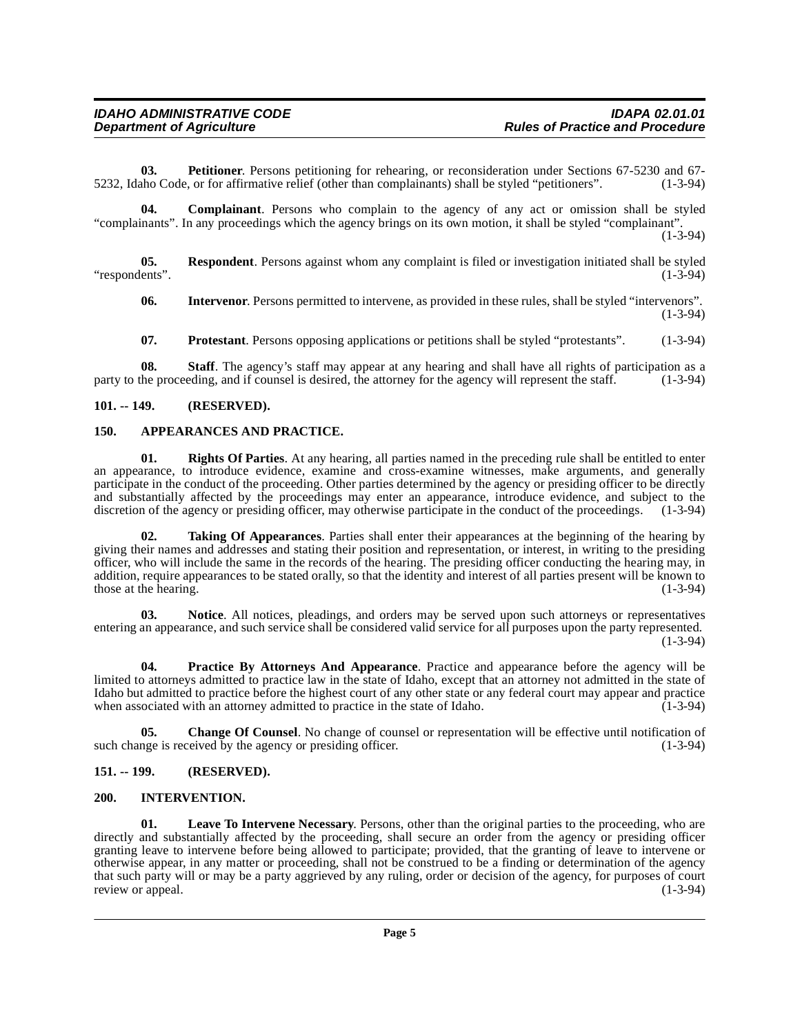**03. Petitioner**. Persons petitioning for rehearing, or reconsideration under Sections 67-5230 and 67-5232, Idaho Code, or for affirmative relief (other than complainants) shall be styled "petitioners". (1-3-94)

**04. Complainant**. Persons who complain to the agency of any act or omission shall be styled "complainants". In any proceedings which the agency brings on its own motion, it shall be styled "complainant". (1-3-94)

**05. Respondent**. Persons against whom any complaint is filed or investigation initiated shall be styled "respondents". (1-3-94)

**06. Intervenor**. Persons permitted to intervene, as provided in these rules, shall be styled "intervenors". (1-3-94)

**07. Protestant**. Persons opposing applications or petitions shall be styled "protestants". (1-3-94)

**08. Staff**. The agency's staff may appear at any hearing and shall have all rights of participation as a party to the proceeding, and if counsel is desired, the attorney for the agency will represent the staff. (1-3-94)

## 101. -- 149. (RESERVED).

## 150. APPEARANCES AND PRACTICE.

**01. Rights Of Parties**. At any hearing, all parties named in the preceding rule shall be entitled to enter an appearance, to introduce evidence, examine and cross-examine witnesses, make arguments, and generally participate in the conduct of the proceeding. Other parties determined by the agency or presiding officer to be directly and substantially affected by the proceedings may enter an appearance, introduce evidence, and subject to the discretion of the agency or presiding officer, may otherwise participate in the conduct of the proceedings. (1-3-94)

**02. Taking Of Appearances**. Parties shall enter their appearances at the beginning of the hearing by giving their names and addresses and stating their position and representation, or interest, in writing to the presiding officer, who will include the same in the records of the hearing. The presiding officer conducting the hearing may, in addition, require appearances to be stated orally, so that the identity and interest of all parties present will be known to those at the hearing. (1-3-94)

**03. Notice**. All notices, pleadings, and orders may be served upon such attorneys or representatives entering an appearance, and such service shall be considered valid service for all purposes upon the party represented. (1-3-94)

**04. Practice By Attorneys And Appearance**. Practice and appearance before the agency will be limited to attorneys admitted to practice law in the state of Idaho, except that an attorney not admitted in the state of Idaho but admitted to practice before the highest court of any other state or any federal court may appear and practice when associated with an attorney admitted to practice in the state of Idaho. (1-3-94)

**05. Change Of Counsel**. No change of counsel or representation will be effective until notification of such change is received by the agency or presiding officer. (1-3-94)

## 151. -- 199. (RESERVED).

## 200. INTERVENTION.

**01. Leave To Intervene Necessary**. Persons, other than the original parties to the proceeding, who are directly and substantially affected by the proceeding, shall secure an order from the agency or presiding officer granting leave to intervene before being allowed to participate; provided, that the granting of leave to intervene or otherwise appear, in any matter or proceeding, shall not be construed to be a finding or determination of the agency that such party will or may be a party aggrieved by any ruling, order or decision of the agency, for purposes of court review or appeal. (1-3-94)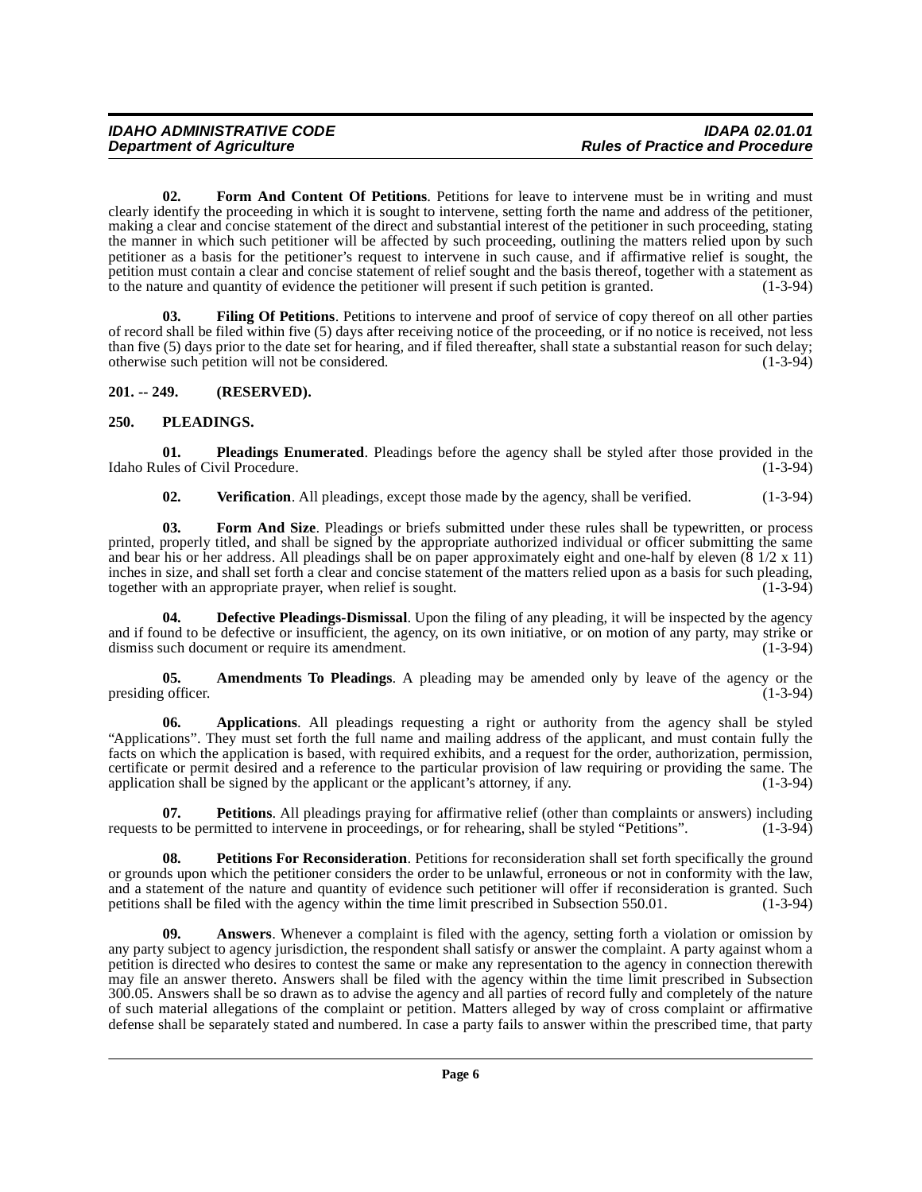**02. Form And Content Of Petitions**. Petitions for leave to intervene must be in writing and must clearly identify the proceeding in which it is sought to intervene, setting forth the name and address of the petitioner, making a clear and concise statement of the direct and substantial interest of the petitioner in such proceeding, stating the manner in which such petitioner will be affected by such proceeding, outlining the matters relied upon by such petitioner as a basis for the petitioner's request to intervene in such cause, and if affirmative relief is sought, the petition must contain a clear and concise statement of relief sought and the basis thereof, together with a statement as to the nature and quantity of evidence the petitioner will present if such petition is granted. (1-3-94)

**03. Filing Of Petitions**. Petitions to intervene and proof of service of copy thereof on all other parties of record shall be filed within five (5) days after receiving notice of the proceeding, or if no notice is received, not less than five (5) days prior to the date set for hearing, and if filed thereafter, shall state a substantial reason for such delay; otherwise such petition will not be considered. (1-3-94)

## 201. -- 249. (RESERVED).

## 250. PLEADINGS.

**01. Pleadings Enumerated**. Pleadings before the agency shall be styled after those provided in the Idaho Rules of Civil Procedure. (1-3-94)

**02. Verification**. All pleadings, except those made by the agency, shall be verified. (1-3-94)

**03. Form And Size**. Pleadings or briefs submitted under these rules shall be typewritten, or process printed, properly titled, and shall be signed by the appropriate authorized individual or officer submitting the same and bear his or her address. All pleadings shall be on paper approximately eight and one-half by eleven (8 1/2 x 11) inches in size, and shall set forth a clear and concise statement of the matters relied upon as a basis for such pleading, together with an appropriate prayer, when relief is sought. (1-3-94)

**04. Defective Pleadings-Dismissal**. Upon the filing of any pleading, it will be inspected by the agency and if found to be defective or insufficient, the agency, on its own initiative, or on motion of any party, may strike or dismiss such document or require its amendment. (1-3-94)

**05. Amendments To Pleadings**. A pleading may be amended only by leave of the agency or the presiding officer. (1-3-94)

**06. Applications**. All pleadings requesting a right or authority from the agency shall be styled "Applications". They must set forth the full name and mailing address of the applicant, and must contain fully the facts on which the application is based, with required exhibits, and a request for the order, authorization, permission, certificate or permit desired and a reference to the particular provision of law requiring or providing the same. The application shall be signed by the applicant or the applicant's attorney, if any. (1-3-94)

**07. Petitions**. All pleadings praying for affirmative relief (other than complaints or answers) including requests to be permitted to intervene in proceedings, or for rehearing, shall be styled "Petitions". (1-3-94)

**08. Petitions For Reconsideration**. Petitions for reconsideration shall set forth specifically the ground or grounds upon which the petitioner considers the order to be unlawful, erroneous or not in conformity with the law, and a statement of the nature and quantity of evidence such petitioner will offer if reconsideration is granted. Such petitions shall be filed with the agency within the time limit prescribed in Subsection 550.01. (1-3-94)

**09. Answers**. Whenever a complaint is filed with the agency, setting forth a violation or omission by any party subject to agency jurisdiction, the respondent shall satisfy or answer the complaint. A party against whom a petition is directed who desires to contest the same or make any representation to the agency in connection therewith may file an answer thereto. Answers shall be filed with the agency within the time limit prescribed in Subsection 300.05. Answers shall be so drawn as to advise the agency and all parties of record fully and completely of the nature of such material allegations of the complaint or petition. Matters alleged by way of cross complaint or affirmative defense shall be separately stated and numbered. In case a party fails to answer within the prescribed time, that party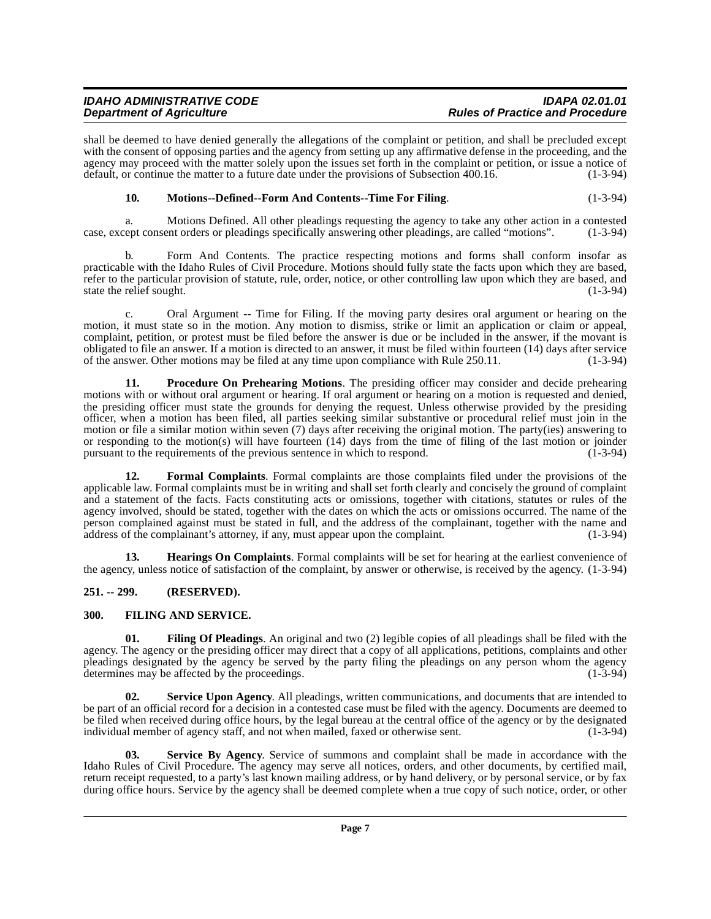shall be deemed to have denied generally the allegations of the complaint or petition, and shall be precluded except with the consent of opposing parties and the agency from setting up any affirmative defense in the proceeding, and the agency may proceed with the matter solely upon the issues set forth in the complaint or petition, or issue a notice of default, or continue the matter to a future date under the provisions of Subsection 400.16. (1-3-94)

**10. Motions--Defined--Form And Contents--Time For Filing**. (1-3-94)

a. Motions Defined. All other pleadings requesting the agency to take any other action in a contested case, except consent orders or pleadings specifically answering other pleadings, are called "motions". (1-3-94)

b. Form And Contents. The practice respecting motions and forms shall conform insofar as practicable with the Idaho Rules of Civil Procedure. Motions should fully state the facts upon which they are based, refer to the particular provision of statute, rule, order, notice, or other controlling law upon which they are based, and state the relief sought. (1-3-94)

c. Oral Argument -- Time for Filing. If the moving party desires oral argument or hearing on the motion, it must state so in the motion. Any motion to dismiss, strike or limit an application or claim or appeal, complaint, petition, or protest must be filed before the answer is due or be included in the answer, if the movant is obligated to file an answer. If a motion is directed to an answer, it must be filed within fourteen (14) days after service of the answer. Other motions may be filed at any time upon compliance with Rule 250.11. (1-3-94)

**11. Procedure On Prehearing Motions**. The presiding officer may consider and decide prehearing motions with or without oral argument or hearing. If oral argument or hearing on a motion is requested and denied, the presiding officer must state the grounds for denying the request. Unless otherwise provided by the presiding officer, when a motion has been filed, all parties seeking similar substantive or procedural relief must join in the motion or file a similar motion within seven (7) days after receiving the original motion. The party(ies) answering to or responding to the motion(s) will have fourteen (14) days from the time of filing of the last motion or joinder pursuant to the requirements of the previous sentence in which to respond. (1-3-94)

**12. Formal Complaints**. Formal complaints are those complaints filed under the provisions of the applicable law. Formal complaints must be in writing and shall set forth clearly and concisely the ground of complaint and a statement of the facts. Facts constituting acts or omissions, together with citations, statutes or rules of the agency involved, should be stated, together with the dates on which the acts or omissions occurred. The name of the person complained against must be stated in full, and the address of the complainant, together with the name and address of the complainant's attorney, if any, must appear upon the complaint. (1-3-94)

**13. Hearings On Complaints**. Formal complaints will be set for hearing at the earliest convenience of the agency, unless notice of satisfaction of the complaint, by answer or otherwise, is received by the agency. (1-3-94)

## 251. -- 299. (RESERVED).

## 300. FILING AND SERVICE.

**01. Filing Of Pleadings**. An original and two (2) legible copies of all pleadings shall be filed with the agency. The agency or the presiding officer may direct that a copy of all applications, petitions, complaints and other pleadings designated by the agency be served by the party filing the pleadings on any person whom the agency determines may be affected by the proceedings. (1-3-94)

**02. Service Upon Agency**. All pleadings, written communications, and documents that are intended to be part of an official record for a decision in a contested case must be filed with the agency. Documents are deemed to be filed when received during office hours, by the legal bureau at the central office of the agency or by the designated individual member of agency staff, and not when mailed, faxed or otherwise sent. (1-3-94)

**03. Service By Agency**. Service of summons and complaint shall be made in accordance with the Idaho Rules of Civil Procedure. The agency may serve all notices, orders, and other documents, by certified mail, return receipt requested, to a party's last known mailing address, or by hand delivery, or by personal service, or by fax during office hours. Service by the agency shall be deemed complete when a true copy of such notice, order, or other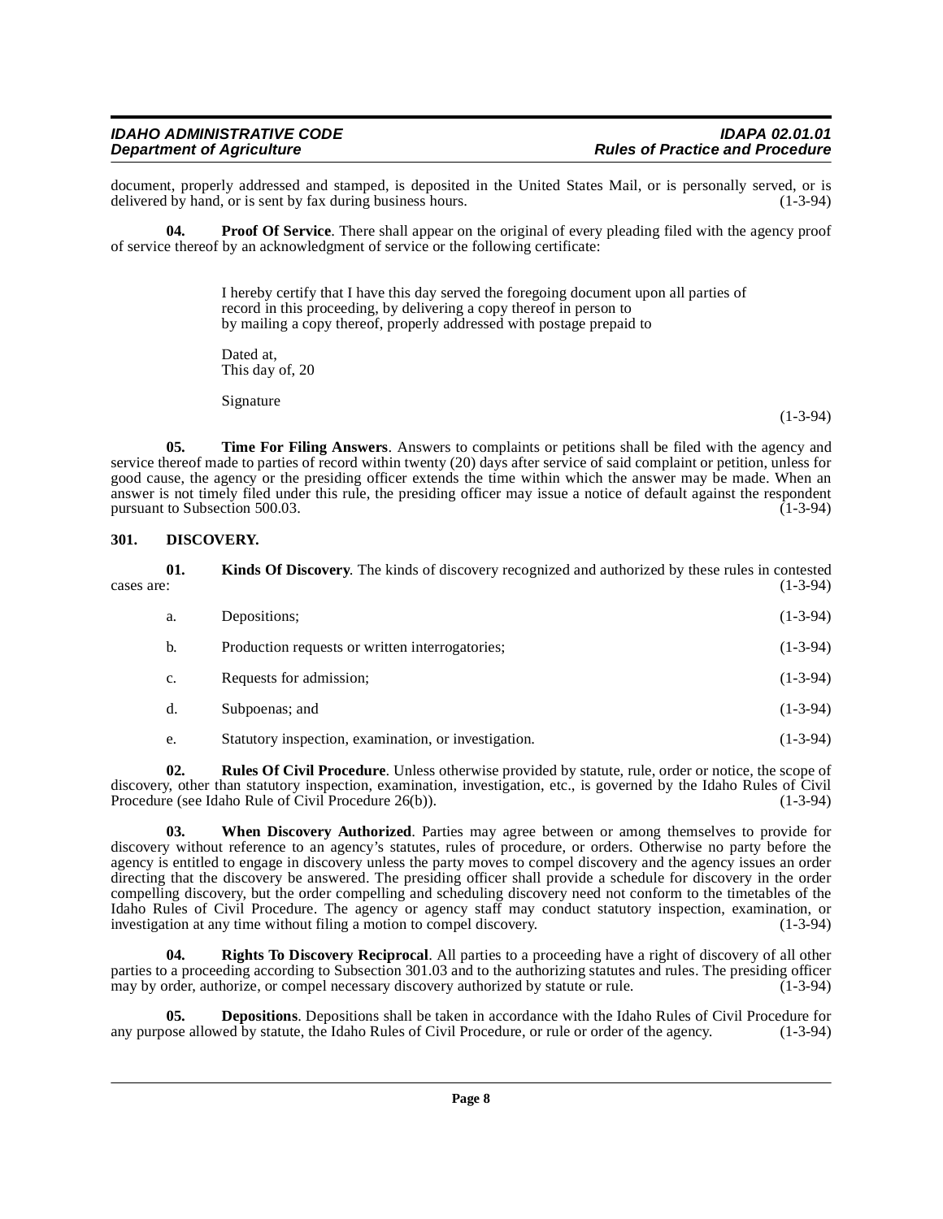document, properly addressed and stamped, is deposited in the United States Mail, or is personally served, or is delivered by hand, or is sent by fax during business hours. (1-3-94)

**04. Proof Of Service**. There shall appear on the original of every pleading filed with the agency proof of service thereof by an acknowledgment of service or the following certificate:

> I hereby certify that I have this day served the foregoing document upon all parties of record in this proceeding, by delivering a copy thereof in person to
> by mailing a copy thereof, properly addressed with postage prepaid to
>
> Dated at,
> This day of, 20
>
> Signature

(1-3-94)

**05. Time For Filing Answers**. Answers to complaints or petitions shall be filed with the agency and service thereof made to parties of record within twenty (20) days after service of said complaint or petition, unless for good cause, the agency or the presiding officer extends the time within which the answer may be made. When an answer is not timely filed under this rule, the presiding officer may issue a notice of default against the respondent pursuant to Subsection 500.03. (1-3-94)

## 301. DISCOVERY.

**01. Kinds Of Discovery**. The kinds of discovery recognized and authorized by these rules in contested cases are: (1-3-94)

a. Depositions; (1-3-94)

b. Production requests or written interrogatories; (1-3-94)

c. Requests for admission; (1-3-94)

d. Subpoenas; and (1-3-94)

e. Statutory inspection, examination, or investigation. (1-3-94)

**02. Rules Of Civil Procedure**. Unless otherwise provided by statute, rule, order or notice, the scope of discovery, other than statutory inspection, examination, investigation, etc., is governed by the Idaho Rules of Civil Procedure (see Idaho Rule of Civil Procedure 26(b)). (1-3-94)

**03. When Discovery Authorized**. Parties may agree between or among themselves to provide for discovery without reference to an agency's statutes, rules of procedure, or orders. Otherwise no party before the agency is entitled to engage in discovery unless the party moves to compel discovery and the agency issues an order directing that the discovery be answered. The presiding officer shall provide a schedule for discovery in the order compelling discovery, but the order compelling and scheduling discovery need not conform to the timetables of the Idaho Rules of Civil Procedure. The agency or agency staff may conduct statutory inspection, examination, or investigation at any time without filing a motion to compel discovery. (1-3-94)

**04. Rights To Discovery Reciprocal**. All parties to a proceeding have a right of discovery of all other parties to a proceeding according to Subsection 301.03 and to the authorizing statutes and rules. The presiding officer may by order, authorize, or compel necessary discovery authorized by statute or rule. (1-3-94)

**05. Depositions**. Depositions shall be taken in accordance with the Idaho Rules of Civil Procedure for any purpose allowed by statute, the Idaho Rules of Civil Procedure, or rule or order of the agency. (1-3-94)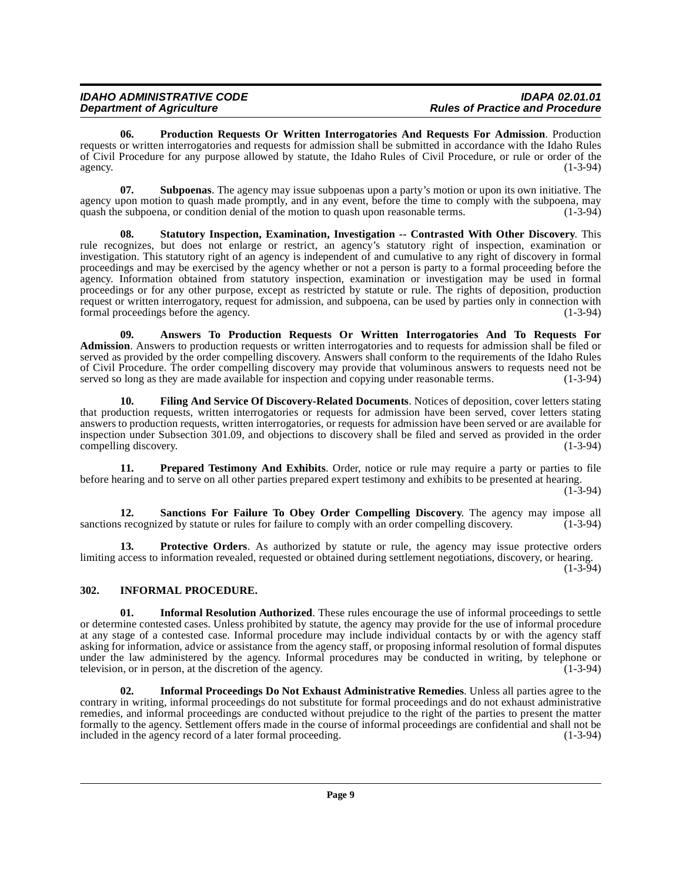**06. Production Requests Or Written Interrogatories And Requests For Admission**. Production requests or written interrogatories and requests for admission shall be submitted in accordance with the Idaho Rules of Civil Procedure for any purpose allowed by statute, the Idaho Rules of Civil Procedure, or rule or order of the agency. (1-3-94)

**07. Subpoenas**. The agency may issue subpoenas upon a party's motion or upon its own initiative. The agency upon motion to quash made promptly, and in any event, before the time to comply with the subpoena, may quash the subpoena, or condition denial of the motion to quash upon reasonable terms. (1-3-94)

**08. Statutory Inspection, Examination, Investigation -- Contrasted With Other Discovery**. This rule recognizes, but does not enlarge or restrict, an agency's statutory right of inspection, examination or investigation. This statutory right of an agency is independent of and cumulative to any right of discovery in formal proceedings and may be exercised by the agency whether or not a person is party to a formal proceeding before the agency. Information obtained from statutory inspection, examination or investigation may be used in formal proceedings or for any other purpose, except as restricted by statute or rule. The rights of deposition, production request or written interrogatory, request for admission, and subpoena, can be used by parties only in connection with formal proceedings before the agency. (1-3-94)

**09. Answers To Production Requests Or Written Interrogatories And To Requests For Admission**. Answers to production requests or written interrogatories and to requests for admission shall be filed or served as provided by the order compelling discovery. Answers shall conform to the requirements of the Idaho Rules of Civil Procedure. The order compelling discovery may provide that voluminous answers to requests need not be served so long as they are made available for inspection and copying under reasonable terms. (1-3-94)

**10. Filing And Service Of Discovery-Related Documents**. Notices of deposition, cover letters stating that production requests, written interrogatories or requests for admission have been served, cover letters stating answers to production requests, written interrogatories, or requests for admission have been served or are available for inspection under Subsection 301.09, and objections to discovery shall be filed and served as provided in the order compelling discovery. (1-3-94)

**11. Prepared Testimony And Exhibits**. Order, notice or rule may require a party or parties to file before hearing and to serve on all other parties prepared expert testimony and exhibits to be presented at hearing. (1-3-94)

**12. Sanctions For Failure To Obey Order Compelling Discovery**. The agency may impose all sanctions recognized by statute or rules for failure to comply with an order compelling discovery. (1-3-94)

**13. Protective Orders**. As authorized by statute or rule, the agency may issue protective orders limiting access to information revealed, requested or obtained during settlement negotiations, discovery, or hearing. (1-3-94)

## 302. INFORMAL PROCEDURE.

**01. Informal Resolution Authorized**. These rules encourage the use of informal proceedings to settle or determine contested cases. Unless prohibited by statute, the agency may provide for the use of informal procedure at any stage of a contested case. Informal procedure may include individual contacts by or with the agency staff asking for information, advice or assistance from the agency staff, or proposing informal resolution of formal disputes under the law administered by the agency. Informal procedures may be conducted in writing, by telephone or television, or in person, at the discretion of the agency. (1-3-94)

**02. Informal Proceedings Do Not Exhaust Administrative Remedies**. Unless all parties agree to the contrary in writing, informal proceedings do not substitute for formal proceedings and do not exhaust administrative remedies, and informal proceedings are conducted without prejudice to the right of the parties to present the matter formally to the agency. Settlement offers made in the course of informal proceedings are confidential and shall not be included in the agency record of a later formal proceeding. (1-3-94)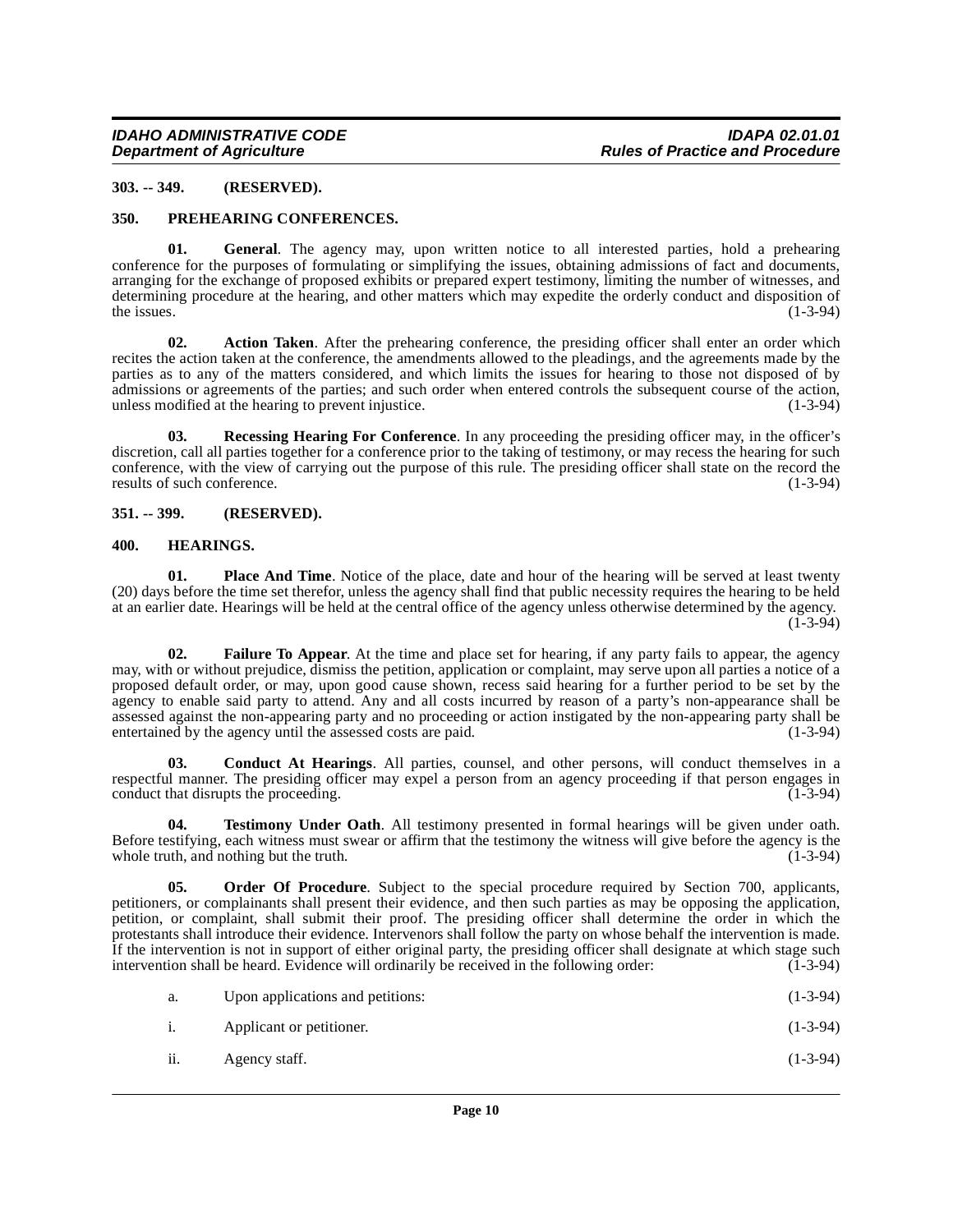**303. -- 349. (RESERVED).**

**350. PREHEARING CONFERENCES.**

**01. General**. The agency may, upon written notice to all interested parties, hold a prehearing conference for the purposes of formulating or simplifying the issues, obtaining admissions of fact and documents, arranging for the exchange of proposed exhibits or prepared expert testimony, limiting the number of witnesses, and determining procedure at the hearing, and other matters which may expedite the orderly conduct and disposition of the issues. (1-3-94)

**02. Action Taken**. After the prehearing conference, the presiding officer shall enter an order which recites the action taken at the conference, the amendments allowed to the pleadings, and the agreements made by the parties as to any of the matters considered, and which limits the issues for hearing to those not disposed of by admissions or agreements of the parties; and such order when entered controls the subsequent course of the action, unless modified at the hearing to prevent injustice. (1-3-94)

**03. Recessing Hearing For Conference**. In any proceeding the presiding officer may, in the officer's discretion, call all parties together for a conference prior to the taking of testimony, or may recess the hearing for such conference, with the view of carrying out the purpose of this rule. The presiding officer shall state on the record the results of such conference. (1-3-94)

**351. -- 399. (RESERVED).**

**400. HEARINGS.**

**01. Place And Time**. Notice of the place, date and hour of the hearing will be served at least twenty (20) days before the time set therefor, unless the agency shall find that public necessity requires the hearing to be held at an earlier date. Hearings will be held at the central office of the agency unless otherwise determined by the agency. (1-3-94)

**02. Failure To Appear**. At the time and place set for hearing, if any party fails to appear, the agency may, with or without prejudice, dismiss the petition, application or complaint, may serve upon all parties a notice of a proposed default order, or may, upon good cause shown, recess said hearing for a further period to be set by the agency to enable said party to attend. Any and all costs incurred by reason of a party's non-appearance shall be assessed against the non-appearing party and no proceeding or action instigated by the non-appearing party shall be entertained by the agency until the assessed costs are paid. (1-3-94)

**03. Conduct At Hearings**. All parties, counsel, and other persons, will conduct themselves in a respectful manner. The presiding officer may expel a person from an agency proceeding if that person engages in conduct that disrupts the proceeding. (1-3-94)

**04. Testimony Under Oath**. All testimony presented in formal hearings will be given under oath. Before testifying, each witness must swear or affirm that the testimony the witness will give before the agency is the whole truth, and nothing but the truth. (1-3-94)

**05. Order Of Procedure**. Subject to the special procedure required by Section 700, applicants, petitioners, or complainants shall present their evidence, and then such parties as may be opposing the application, petition, or complaint, shall submit their proof. The presiding officer shall determine the order in which the protestants shall introduce their evidence. Intervenors shall follow the party on whose behalf the intervention is made. If the intervention is not in support of either original party, the presiding officer shall designate at which stage such intervention shall be heard. Evidence will ordinarily be received in the following order: (1-3-94)

a. Upon applications and petitions: (1-3-94)

i. Applicant or petitioner. (1-3-94)

ii. Agency staff. (1-3-94)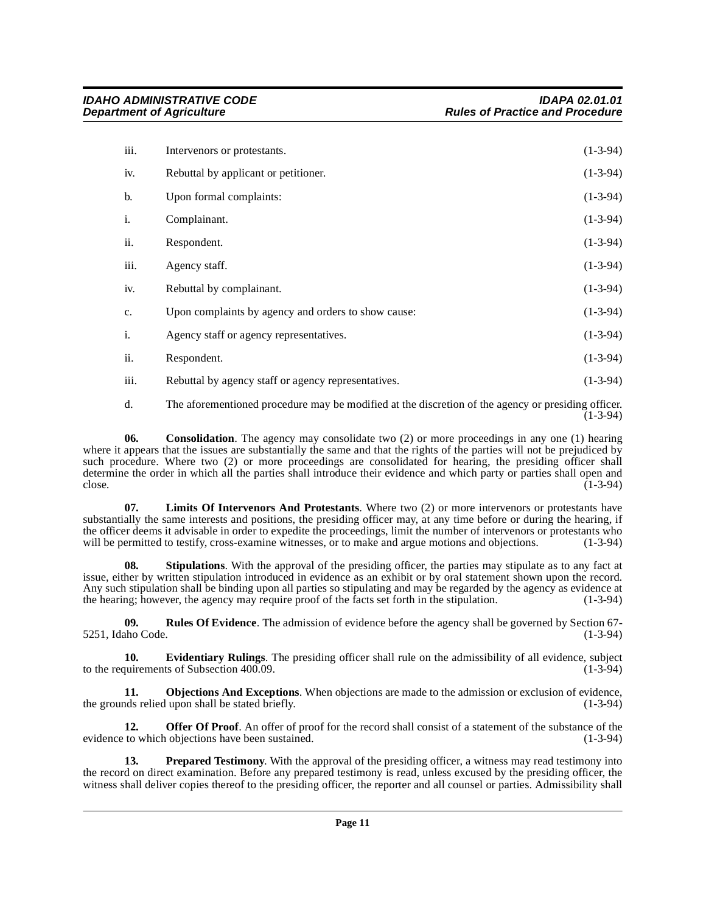iii. Intervenors or protestants. (1-3-94)

iv. Rebuttal by applicant or petitioner. (1-3-94)

b. Upon formal complaints: (1-3-94)

i. Complainant. (1-3-94)

ii. Respondent. (1-3-94)

iii. Agency staff. (1-3-94)

iv. Rebuttal by complainant. (1-3-94)

c. Upon complaints by agency and orders to show cause: (1-3-94)

i. Agency staff or agency representatives. (1-3-94)

ii. Respondent. (1-3-94)

iii. Rebuttal by agency staff or agency representatives. (1-3-94)

d. The aforementioned procedure may be modified at the discretion of the agency or presiding officer. (1-3-94)

**06. Consolidation**. The agency may consolidate two (2) or more proceedings in any one (1) hearing where it appears that the issues are substantially the same and that the rights of the parties will not be prejudiced by such procedure. Where two (2) or more proceedings are consolidated for hearing, the presiding officer shall determine the order in which all the parties shall introduce their evidence and which party or parties shall open and close. (1-3-94)

**07. Limits Of Intervenors And Protestants**. Where two (2) or more intervenors or protestants have substantially the same interests and positions, the presiding officer may, at any time before or during the hearing, if the officer deems it advisable in order to expedite the proceedings, limit the number of intervenors or protestants who will be permitted to testify, cross-examine witnesses, or to make and argue motions and objections. (1-3-94)

**08. Stipulations**. With the approval of the presiding officer, the parties may stipulate as to any fact at issue, either by written stipulation introduced in evidence as an exhibit or by oral statement shown upon the record. Any such stipulation shall be binding upon all parties so stipulating and may be regarded by the agency as evidence at the hearing; however, the agency may require proof of the facts set forth in the stipulation. (1-3-94)

**09. Rules Of Evidence**. The admission of evidence before the agency shall be governed by Section 67-5251, Idaho Code. (1-3-94)

**10. Evidentiary Rulings**. The presiding officer shall rule on the admissibility of all evidence, subject to the requirements of Subsection 400.09. (1-3-94)

**11. Objections And Exceptions**. When objections are made to the admission or exclusion of evidence, the grounds relied upon shall be stated briefly. (1-3-94)

**12. Offer Of Proof**. An offer of proof for the record shall consist of a statement of the substance of the evidence to which objections have been sustained. (1-3-94)

**13. Prepared Testimony**. With the approval of the presiding officer, a witness may read testimony into the record on direct examination. Before any prepared testimony is read, unless excused by the presiding officer, the witness shall deliver copies thereof to the presiding officer, the reporter and all counsel or parties. Admissibility shall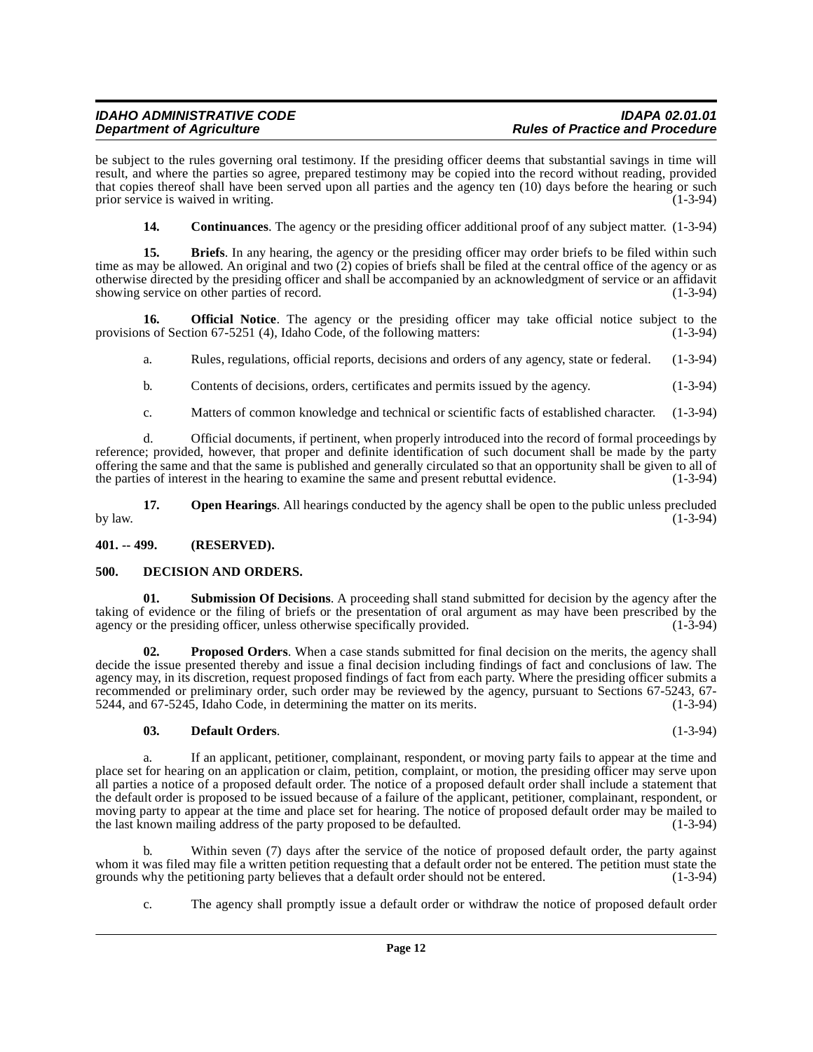be subject to the rules governing oral testimony. If the presiding officer deems that substantial savings in time will result, and where the parties so agree, prepared testimony may be copied into the record without reading, provided that copies thereof shall have been served upon all parties and the agency ten (10) days before the hearing or such prior service is waived in writing. (1-3-94)

**14. Continuances**. The agency or the presiding officer additional proof of any subject matter. (1-3-94)

**15. Briefs**. In any hearing, the agency or the presiding officer may order briefs to be filed within such time as may be allowed. An original and two (2) copies of briefs shall be filed at the central office of the agency or as otherwise directed by the presiding officer and shall be accompanied by an acknowledgment of service or an affidavit showing service on other parties of record. (1-3-94)

**16. Official Notice**. The agency or the presiding officer may take official notice subject to the provisions of Section 67-5251 (4), Idaho Code, of the following matters: (1-3-94)

a. Rules, regulations, official reports, decisions and orders of any agency, state or federal. (1-3-94)

b. Contents of decisions, orders, certificates and permits issued by the agency. (1-3-94)

c. Matters of common knowledge and technical or scientific facts of established character. (1-3-94)

d. Official documents, if pertinent, when properly introduced into the record of formal proceedings by reference; provided, however, that proper and definite identification of such document shall be made by the party offering the same and that the same is published and generally circulated so that an opportunity shall be given to all of the parties of interest in the hearing to examine the same and present rebuttal evidence. (1-3-94)

**17. Open Hearings**. All hearings conducted by the agency shall be open to the public unless precluded by law. (1-3-94)

**401. -- 499. (RESERVED).**

**500. DECISION AND ORDERS.**

**01. Submission Of Decisions**. A proceeding shall stand submitted for decision by the agency after the taking of evidence or the filing of briefs or the presentation of oral argument as may have been prescribed by the agency or the presiding officer, unless otherwise specifically provided. (1-3-94)

**02. Proposed Orders**. When a case stands submitted for final decision on the merits, the agency shall decide the issue presented thereby and issue a final decision including findings of fact and conclusions of law. The agency may, in its discretion, request proposed findings of fact from each party. Where the presiding officer submits a recommended or preliminary order, such order may be reviewed by the agency, pursuant to Sections 67-5243, 67-5244, and 67-5245, Idaho Code, in determining the matter on its merits. (1-3-94)

**03. Default Orders**. (1-3-94)

a. If an applicant, petitioner, complainant, respondent, or moving party fails to appear at the time and place set for hearing on an application or claim, petition, complaint, or motion, the presiding officer may serve upon all parties a notice of a proposed default order. The notice of a proposed default order shall include a statement that the default order is proposed to be issued because of a failure of the applicant, petitioner, complainant, respondent, or moving party to appear at the time and place set for hearing. The notice of proposed default order may be mailed to the last known mailing address of the party proposed to be defaulted. (1-3-94)

b. Within seven (7) days after the service of the notice of proposed default order, the party against whom it was filed may file a written petition requesting that a default order not be entered. The petition must state the grounds why the petitioning party believes that a default order should not be entered. (1-3-94)

c. The agency shall promptly issue a default order or withdraw the notice of proposed default order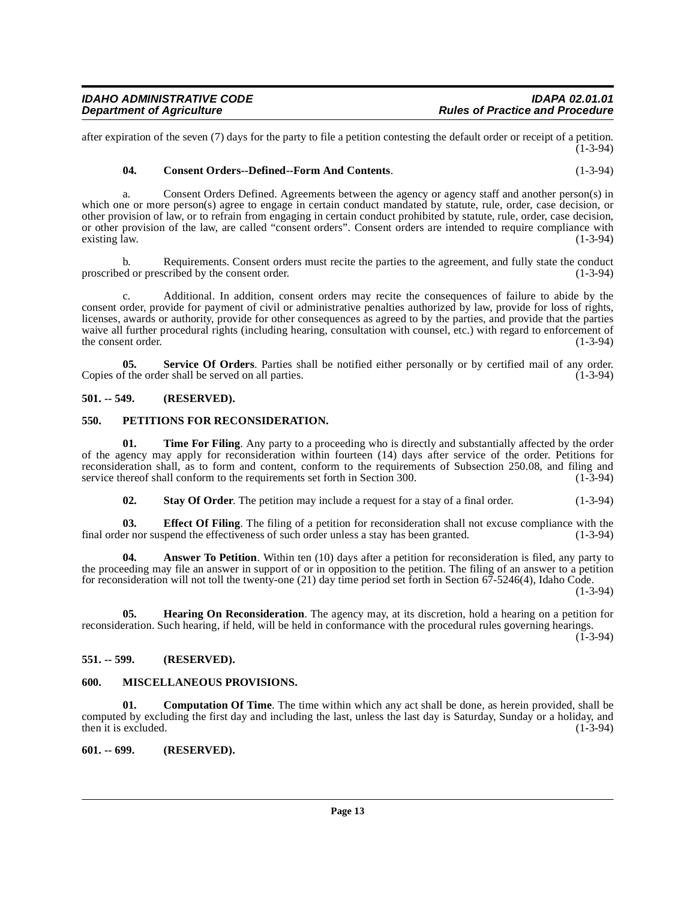after expiration of the seven (7) days for the party to file a petition contesting the default order or receipt of a petition. (1-3-94)

**04. Consent Orders--Defined--Form And Contents**. (1-3-94)

a. Consent Orders Defined. Agreements between the agency or agency staff and another person(s) in which one or more person(s) agree to engage in certain conduct mandated by statute, rule, order, case decision, or other provision of law, or to refrain from engaging in certain conduct prohibited by statute, rule, order, case decision, or other provision of the law, are called "consent orders". Consent orders are intended to require compliance with existing law. (1-3-94)

b. Requirements. Consent orders must recite the parties to the agreement, and fully state the conduct proscribed or prescribed by the consent order. (1-3-94)

c. Additional. In addition, consent orders may recite the consequences of failure to abide by the consent order, provide for payment of civil or administrative penalties authorized by law, provide for loss of rights, licenses, awards or authority, provide for other consequences as agreed to by the parties, and provide that the parties waive all further procedural rights (including hearing, consultation with counsel, etc.) with regard to enforcement of the consent order. (1-3-94)

**05. Service Of Orders**. Parties shall be notified either personally or by certified mail of any order. Copies of the order shall be served on all parties. (1-3-94)

## 501. -- 549. (RESERVED).

## 550. PETITIONS FOR RECONSIDERATION.

**01. Time For Filing**. Any party to a proceeding who is directly and substantially affected by the order of the agency may apply for reconsideration within fourteen (14) days after service of the order. Petitions for reconsideration shall, as to form and content, conform to the requirements of Subsection 250.08, and filing and service thereof shall conform to the requirements set forth in Section 300. (1-3-94)

**02. Stay Of Order**. The petition may include a request for a stay of a final order. (1-3-94)

**03. Effect Of Filing**. The filing of a petition for reconsideration shall not excuse compliance with the final order nor suspend the effectiveness of such order unless a stay has been granted. (1-3-94)

**04. Answer To Petition**. Within ten (10) days after a petition for reconsideration is filed, any party to the proceeding may file an answer in support of or in opposition to the petition. The filing of an answer to a petition for reconsideration will not toll the twenty-one (21) day time period set forth in Section 67-5246(4), Idaho Code. (1-3-94)

**05. Hearing On Reconsideration**. The agency may, at its discretion, hold a hearing on a petition for reconsideration. Such hearing, if held, will be held in conformance with the procedural rules governing hearings. (1-3-94)

## 551. -- 599. (RESERVED).

## 600. MISCELLANEOUS PROVISIONS.

**01. Computation Of Time**. The time within which any act shall be done, as herein provided, shall be computed by excluding the first day and including the last, unless the last day is Saturday, Sunday or a holiday, and then it is excluded. (1-3-94)

## 601. -- 699. (RESERVED).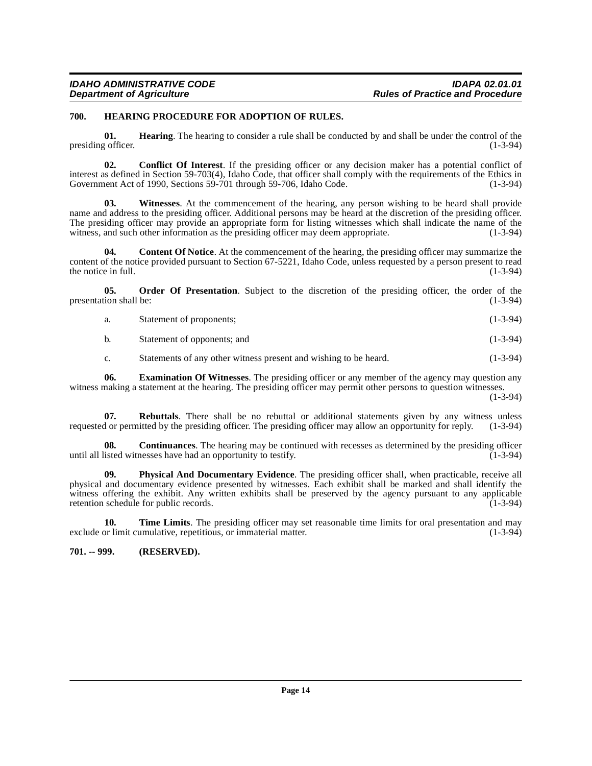## 700. HEARING PROCEDURE FOR ADOPTION OF RULES.

**01. Hearing**. The hearing to consider a rule shall be conducted by and shall be under the control of the presiding officer. (1-3-94)

**02. Conflict Of Interest**. If the presiding officer or any decision maker has a potential conflict of interest as defined in Section 59-703(4), Idaho Code, that officer shall comply with the requirements of the Ethics in Government Act of 1990, Sections 59-701 through 59-706, Idaho Code. (1-3-94)

**03. Witnesses**. At the commencement of the hearing, any person wishing to be heard shall provide name and address to the presiding officer. Additional persons may be heard at the discretion of the presiding officer. The presiding officer may provide an appropriate form for listing witnesses which shall indicate the name of the witness, and such other information as the presiding officer may deem appropriate. (1-3-94)

**04. Content Of Notice**. At the commencement of the hearing, the presiding officer may summarize the content of the notice provided pursuant to Section 67-5221, Idaho Code, unless requested by a person present to read the notice in full. (1-3-94)

**05. Order Of Presentation**. Subject to the discretion of the presiding officer, the order of the presentation shall be: (1-3-94)

a. Statement of proponents; (1-3-94)

b. Statement of opponents; and (1-3-94)

c. Statements of any other witness present and wishing to be heard. (1-3-94)

**06. Examination Of Witnesses**. The presiding officer or any member of the agency may question any witness making a statement at the hearing. The presiding officer may permit other persons to question witnesses. (1-3-94)

**07. Rebuttals**. There shall be no rebuttal or additional statements given by any witness unless requested or permitted by the presiding officer. The presiding officer may allow an opportunity for reply. (1-3-94)

**08. Continuances**. The hearing may be continued with recesses as determined by the presiding officer until all listed witnesses have had an opportunity to testify. (1-3-94)

**09. Physical And Documentary Evidence**. The presiding officer shall, when practicable, receive all physical and documentary evidence presented by witnesses. Each exhibit shall be marked and shall identify the witness offering the exhibit. Any written exhibits shall be preserved by the agency pursuant to any applicable retention schedule for public records. (1-3-94)

**10. Time Limits**. The presiding officer may set reasonable time limits for oral presentation and may exclude or limit cumulative, repetitious, or immaterial matter. (1-3-94)

## 701. -- 999. (RESERVED).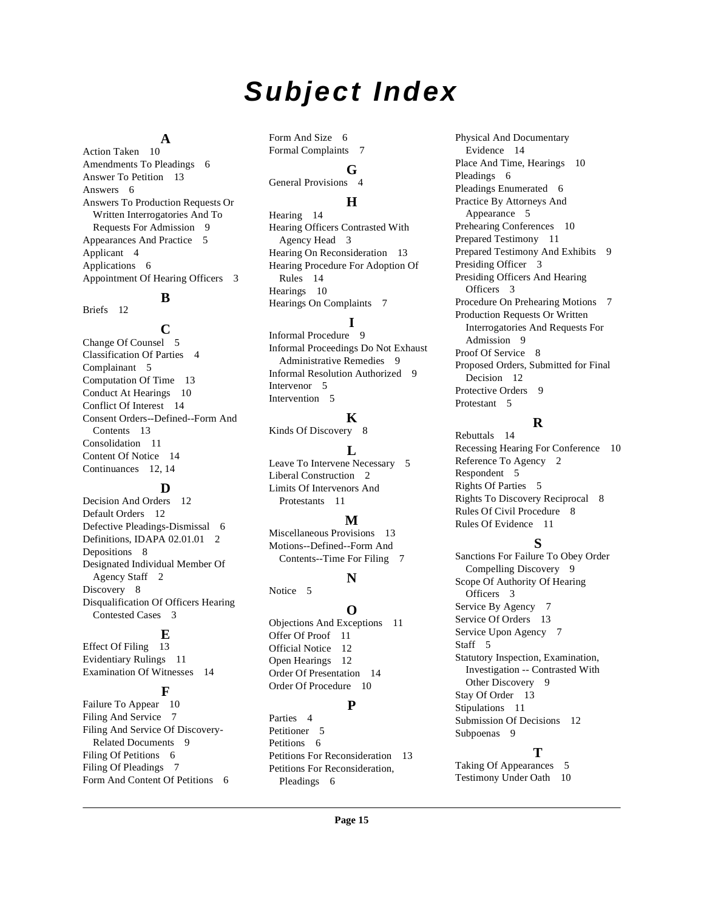# Subject Index

## A

Action Taken 10
Amendments To Pleadings 6
Answer To Petition 13
Answers 6
Answers To Production Requests Or Written Interrogatories And To Requests For Admission 9
Appearances And Practice 5
Applicant 4
Applications 6
Appointment Of Hearing Officers 3

## B

Briefs 12

## C

Change Of Counsel 5
Classification Of Parties 4
Complainant 5
Computation Of Time 13
Conduct At Hearings 10
Conflict Of Interest 14
Consent Orders--Defined--Form And Contents 13
Consolidation 11
Content Of Notice 14
Continuances 12, 14

## D

Decision And Orders 12
Default Orders 12
Defective Pleadings-Dismissal 6
Definitions, IDAPA 02.01.01 2
Depositions 8
Designated Individual Member Of Agency Staff 2
Discovery 8
Disqualification Of Officers Hearing Contested Cases 3

## E

Effect Of Filing 13
Evidentiary Rulings 11
Examination Of Witnesses 14

## F

Failure To Appear 10
Filing And Service 7
Filing And Service Of Discovery-Related Documents 9
Filing Of Petitions 6
Filing Of Pleadings 7
Form And Content Of Petitions 6
Form And Size 6
Formal Complaints 7

## G

General Provisions 4

## H

Hearing 14
Hearing Officers Contrasted With Agency Head 3
Hearing On Reconsideration 13
Hearing Procedure For Adoption Of Rules 14
Hearings 10
Hearings On Complaints 7

## I

Informal Procedure 9
Informal Proceedings Do Not Exhaust Administrative Remedies 9
Informal Resolution Authorized 9
Intervenor 5
Intervention 5

## K

Kinds Of Discovery 8

## L

Leave To Intervene Necessary 5
Liberal Construction 2
Limits Of Intervenors And Protestants 11

## M

Miscellaneous Provisions 13
Motions--Defined--Form And Contents--Time For Filing 7

## N

Notice 5

## O

Objections And Exceptions 11
Offer Of Proof 11
Official Notice 12
Open Hearings 12
Order Of Presentation 14
Order Of Procedure 10

## P

Parties 4
Petitioner 5
Petitions 6
Petitions For Reconsideration 13
Petitions For Reconsideration, Pleadings 6
Physical And Documentary Evidence 14
Place And Time, Hearings 10
Pleadings 6
Pleadings Enumerated 6
Practice By Attorneys And Appearance 5
Prehearing Conferences 10
Prepared Testimony 11
Prepared Testimony And Exhibits 9
Presiding Officer 3
Presiding Officers And Hearing Officers 3
Procedure On Prehearing Motions 7
Production Requests Or Written Interrogatories And Requests For Admission 9
Proof Of Service 8
Proposed Orders, Submitted for Final Decision 12
Protective Orders 9
Protestant 5

## R

Rebuttals 14
Recessing Hearing For Conference 10
Reference To Agency 2
Respondent 5
Rights Of Parties 5
Rights To Discovery Reciprocal 8
Rules Of Civil Procedure 8
Rules Of Evidence 11

## S

Sanctions For Failure To Obey Order Compelling Discovery 9
Scope Of Authority Of Hearing Officers 3
Service By Agency 7
Service Of Orders 13
Service Upon Agency 7
Staff 5
Statutory Inspection, Examination, Investigation -- Contrasted With Other Discovery 9
Stay Of Order 13
Stipulations 11
Submission Of Decisions 12
Subpoenas 9

## T

Taking Of Appearances 5
Testimony Under Oath 10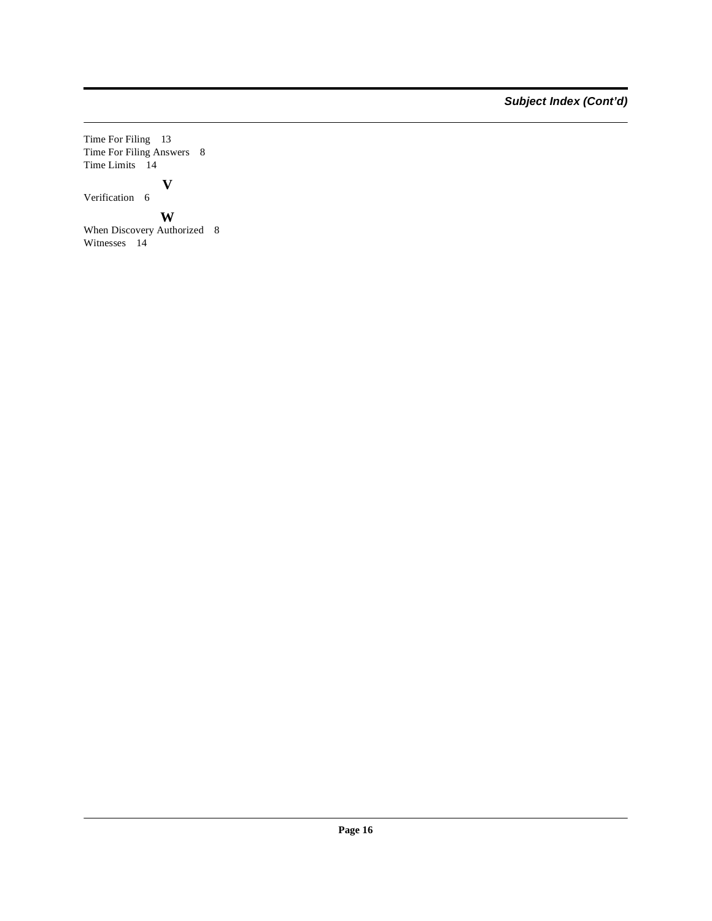Time For Filing 13
Time For Filing Answers 8
Time Limits 14

### V

Verification 6

### W

When Discovery Authorized 8
Witnesses 14